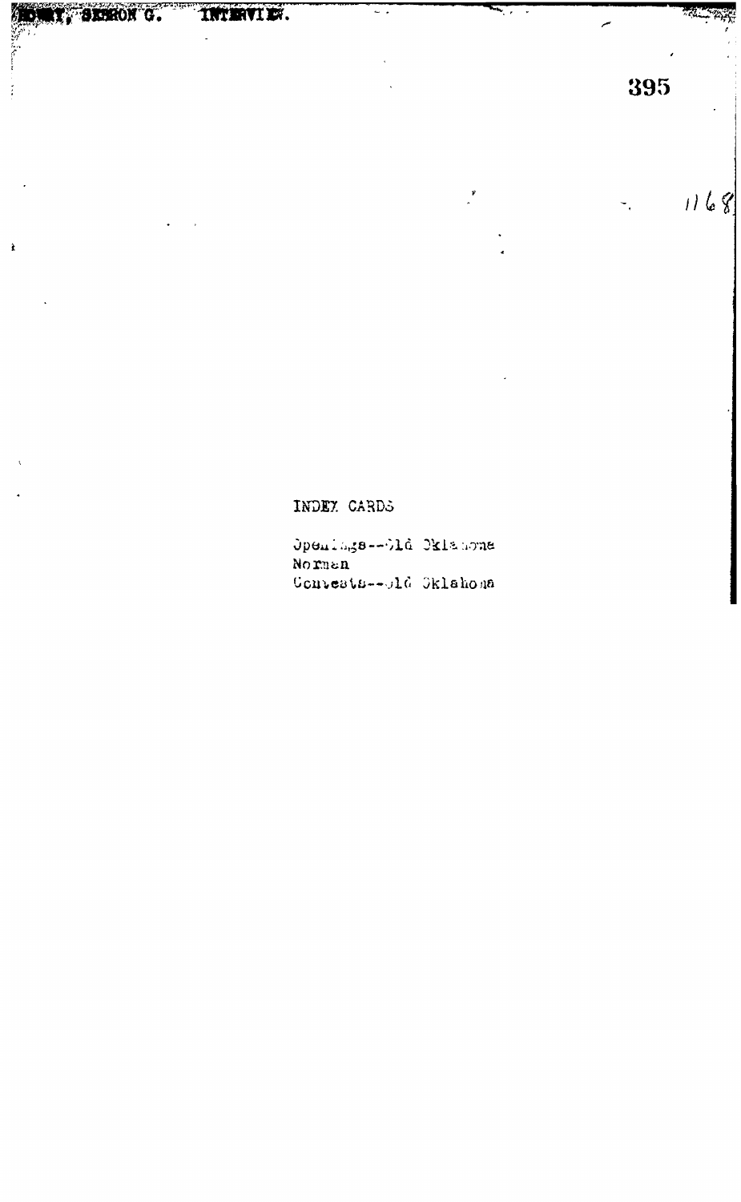HOWRY, SEBRON G. INTERVIEW.

1168

INDEX CARDS

Openings--Old Oklahoma
Norman
Contests--Old Oklahoma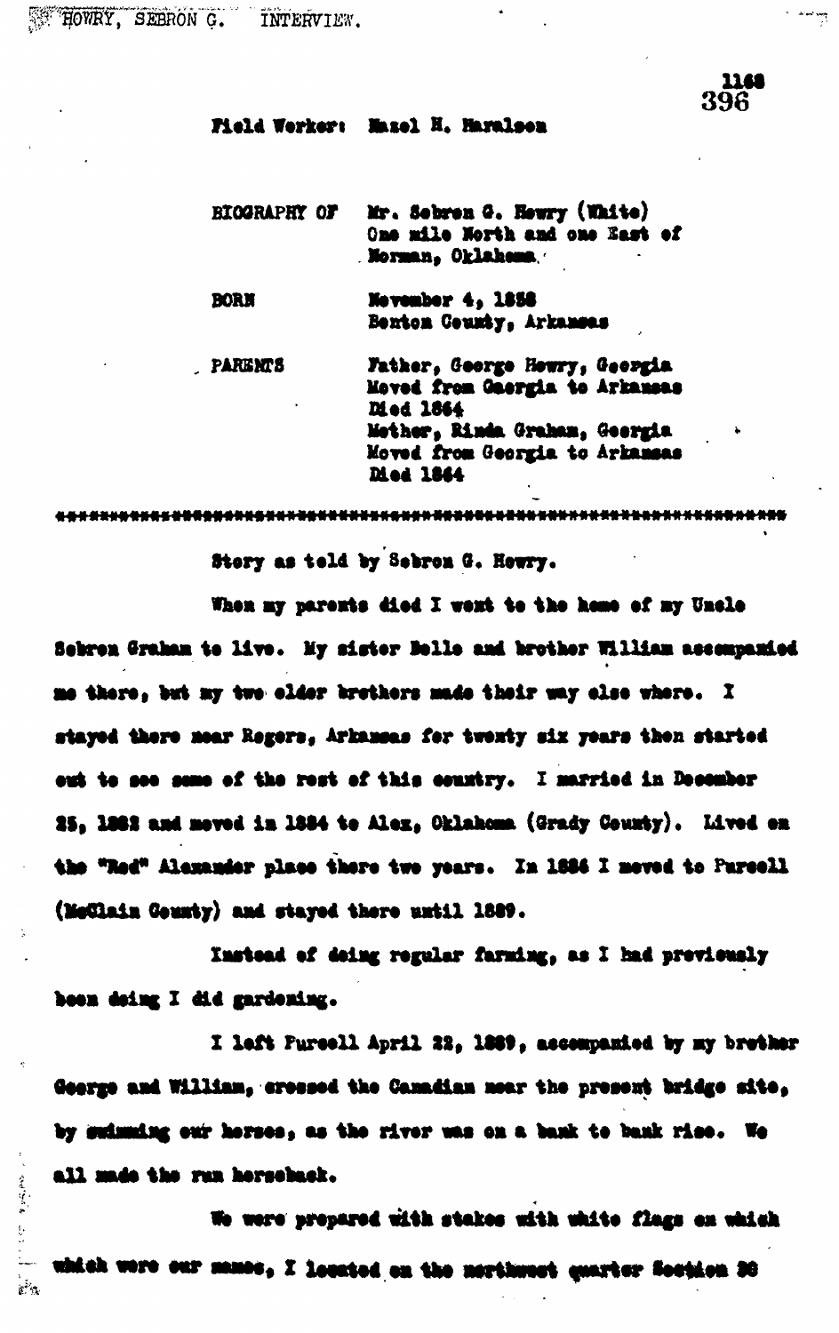Field Worker: Hazel B. Haralson

BIOGRAPHY OF Mr. Sebron G. Howry (White)
One mile North and one East of Norman, Oklahoma.

BORN November 4, 1858
Benton County, Arkansas

PARENTS Father, George Howry, Georgia
Moved from Georgia to Arkansas
Died 1864
Mother, Rinda Graham, Georgia
Moved from Georgia to Arkansas
Died 1864

\#\#\#\#\#\#\#\#\#\#\#\#\#\#\#\#\#\#\#\#\#\#\#\#\#\#\#\#\#\#\#\#\#\#\#\#\#\#\#\#\#\#\#\#\#\#\#\#\#\#\#\#\#\#\#\#\#\#\#\#\#\#\#\#\#

Story as told by Sebron G. Howry.

When my parents died I went to the home of my Uncle Sebron Graham to live. My sister Belle and brother William accompanied me there, but my two older brothers made their way else where. I stayed there near Rogers, Arkansas for twenty six years then started out to see some of the rest of this country. I married in December 25, 1882 and moved in 1884 to Alex, Oklahoma (Grady County). Lived on the "Red" Alexander place there two years. In 1886 I moved to Purcell (McClain County) and stayed there until 1889.

Instead of doing regular farming, as I had previously been doing I did gardening.

I left Purcell April 22, 1889, accompanied by my brother George and William, crossed the Canadian near the present bridge site, by swimming our horses, as the river was on a bank to bank rise. We all made the run horseback.

We were prepared with stakes with white flags on which which were our names, I located on the northwest quarter Section 30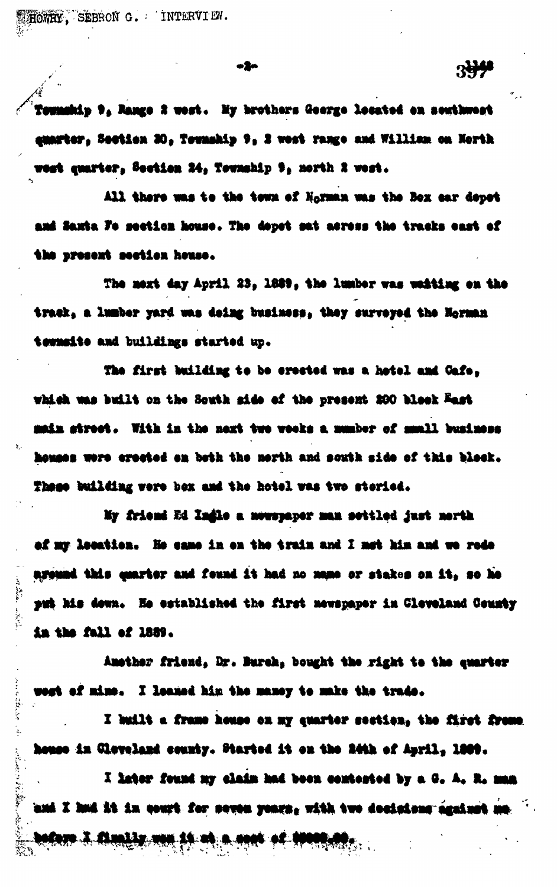Township 9, Range 2 west. My brothers George located on southwest quarter, Section 20, Township 9, 2 west range and William on North west quarter, Section 24, Township 9, north 2 west.

All there was to the town of Norman was the Box car depot and Santa Fe section house. The depot sat across the tracks east of the present section house.

The next day April 23, 1889, the lumber was waiting on the track, a lumber yard was doing business, they surveyed the Norman townsite and buildings started up.

The first building to be erected was a hotel and Cafe, which was built on the South side of the present 200 block East main street. With in the next two weeks a number of small business houses were erected on both the north and south side of this block. These building were box and the hotel was two storied.

My friend Ed Ingle a newspaper man settled just north of my location. He came in on the train and I met him and we rode around this quarter and found it had no name or stakes on it, so he put his down. He established the first newspaper in Cleveland County in the fall of 1889.

Another friend, Dr. Burch, bought the right to the quarter west of mine. I loaned him the money to make the trade.

I built a frame house on my quarter section, the first frame house in Cleveland county. Started it on the 24th of April, 1889.

I later found my claim had been contested by a G. A. R. man and I had it in court for seven years, with two decisions against me before I finally won it at a cost of $6000.00.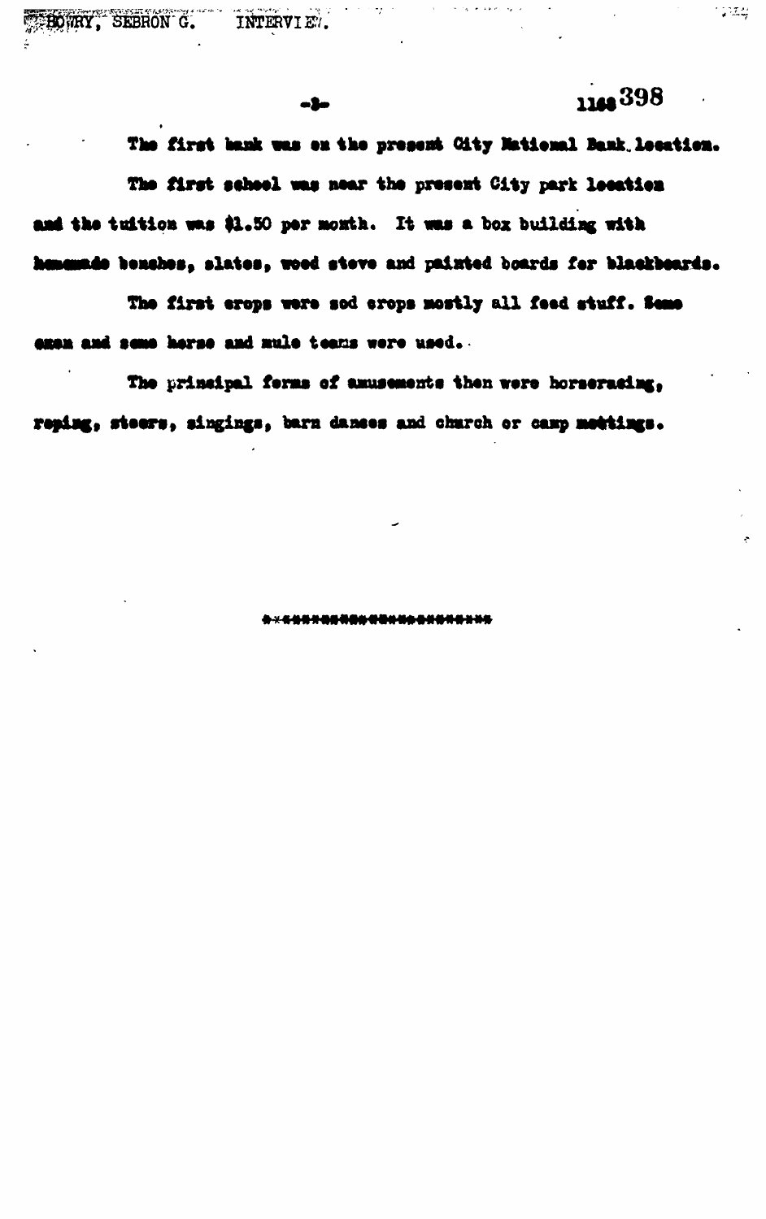The first bank was on the present City National Bank location.

The first school was near the present City park location and the tuition was $1.50 per month. It was a box building with homemade benches, slates, wood stove and painted boards for blackboards.

The first crops were sod crops mostly all feed stuff. Some oxen and some horse and mule teams were used.

The principal forms of amusements then were horseracing, roping, steers, singings, barn dances and church or camp meetings.

\*\*\*\*\*\*\*\*\*\*\*\*\*\*\*\*\*\*\*\*\*\*\*\*\*